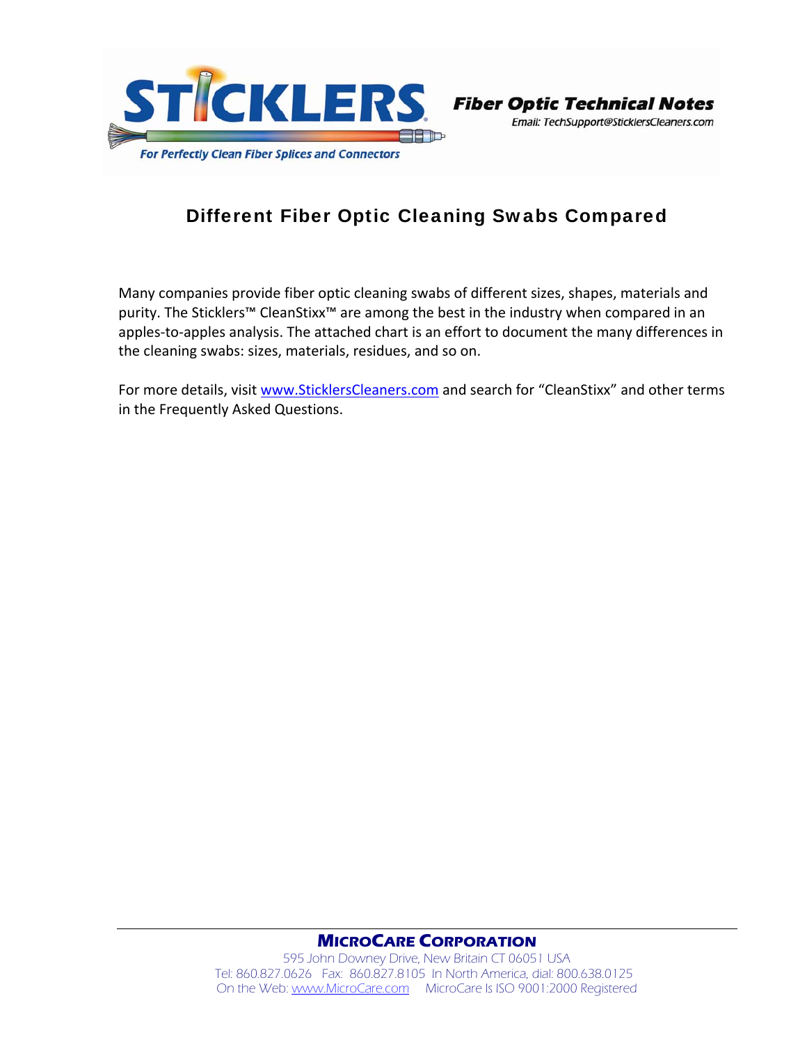STICKLERS

For Perfectly Clean Fiber Splices and Connectors

**Fiber Optic Technical Notes**

*Email: TechSupport@SticklersCleaners.com*

# Different Fiber Optic Cleaning Swabs Compared

Many companies provide fiber optic cleaning swabs of different sizes, shapes, materials and purity. The Sticklers™ CleanStixx™ are among the best in the industry when compared in an apples-to-apples analysis. The attached chart is an effort to document the many differences in the cleaning swabs: sizes, materials, residues, and so on.

For more details, visit [www.SticklersCleaners.com](http://www.SticklersCleaners.com) and search for "CleanStixx" and other terms in the Frequently Asked Questions.

**MicroCare Corporation**

595 John Downey Drive, New Britain CT 06051 USA

Tel: 860.827.0626 Fax: 860.827.8105 In North America, dial: 800.638.0125

On the Web: [www.MicroCare.com](http://www.MicroCare.com) MicroCare Is ISO 9001:2000 Registered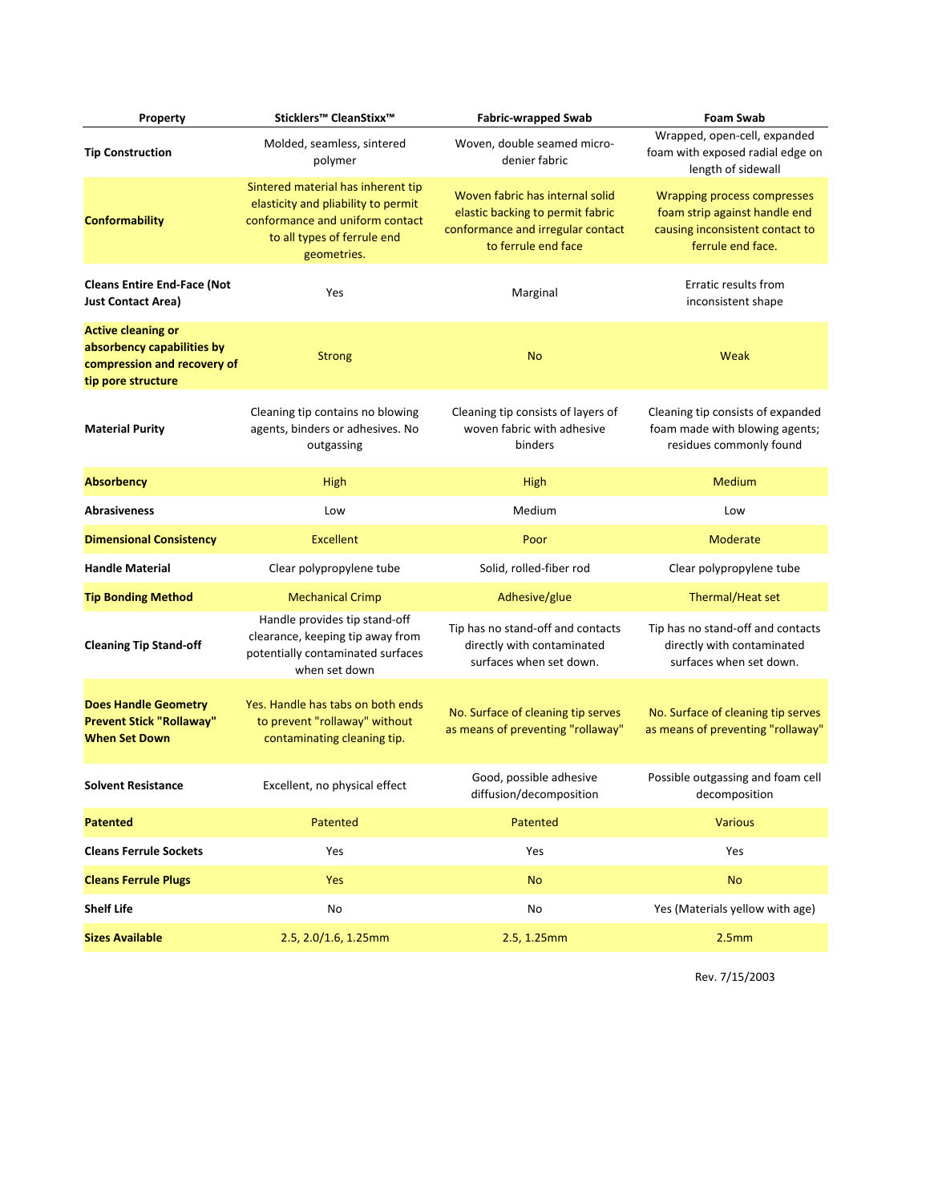| Property | Sticklers™ CleanStixx™ | Fabric-wrapped Swab | Foam Swab |
|---|---|---|---|
| **Tip Construction** | Molded, seamless, sintered polymer | Woven, double seamed micro-denier fabric | Wrapped, open-cell, expanded foam with exposed radial edge on length of sidewall |
| **Conformability** | Sintered material has inherent tip elasticity and pliability to permit conformance and uniform contact to all types of ferrule end geometries. | Woven fabric has internal solid elastic backing to permit fabric conformance and irregular contact to ferrule end face | Wrapping process compresses foam strip against handle end causing inconsistent contact to ferrule end face. |
| **Cleans Entire End-Face (Not Just Contact Area)** | Yes | Marginal | Erratic results from inconsistent shape |
| **Active cleaning or absorbency capabilities by compression and recovery of tip pore structure** | Strong | No | Weak |
| **Material Purity** | Cleaning tip contains no blowing agents, binders or adhesives. No outgassing | Cleaning tip consists of layers of woven fabric with adhesive binders | Cleaning tip consists of expanded foam made with blowing agents; residues commonly found |
| **Absorbency** | High | High | Medium |
| **Abrasiveness** | Low | Medium | Low |
| **Dimensional Consistency** | Excellent | Poor | Moderate |
| **Handle Material** | Clear polypropylene tube | Solid, rolled-fiber rod | Clear polypropylene tube |
| **Tip Bonding Method** | Mechanical Crimp | Adhesive/glue | Thermal/Heat set |
| **Cleaning Tip Stand-off** | Handle provides tip stand-off clearance, keeping tip away from potentially contaminated surfaces when set down | Tip has no stand-off and contacts directly with contaminated surfaces when set down. | Tip has no stand-off and contacts directly with contaminated surfaces when set down. |
| **Does Handle Geometry Prevent Stick "Rollaway" When Set Down** | Yes. Handle has tabs on both ends to prevent "rollaway" without contaminating cleaning tip. | No. Surface of cleaning tip serves as means of preventing "rollaway" | No. Surface of cleaning tip serves as means of preventing "rollaway" |
| **Solvent Resistance** | Excellent, no physical effect | Good, possible adhesive diffusion/decomposition | Possible outgassing and foam cell decomposition |
| **Patented** | Patented | Patented | Various |
| **Cleans Ferrule Sockets** | Yes | Yes | Yes |
| **Cleans Ferrule Plugs** | Yes | No | No |
| **Shelf Life** | No | No | Yes (Materials yellow with age) |
| **Sizes Available** | 2.5, 2.0/1.6, 1.25mm | 2.5, 1.25mm | 2.5mm |

Rev. 7/15/2003